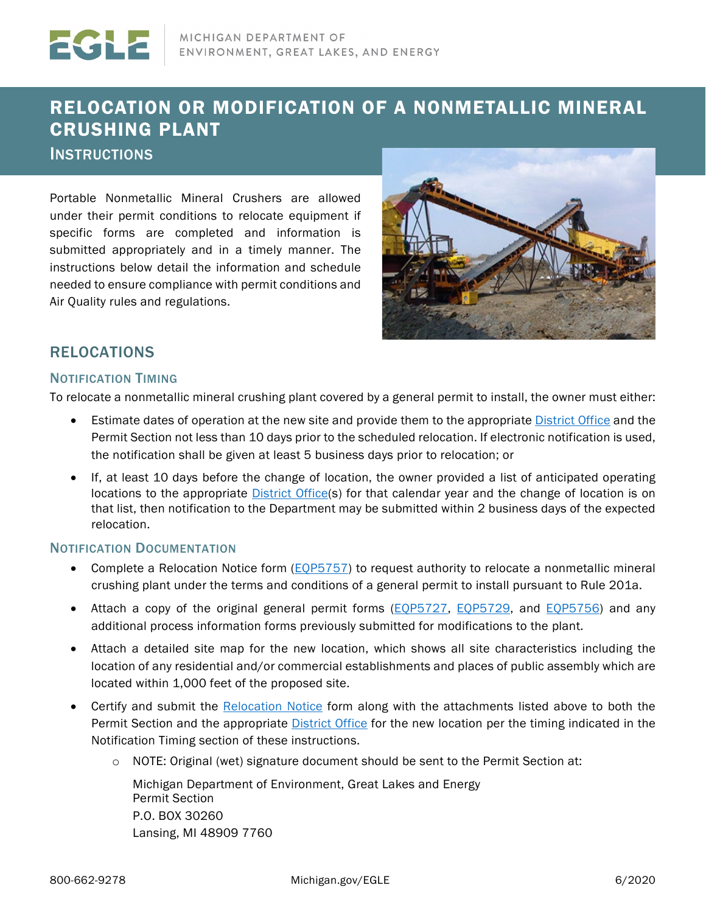MICHIGAN DEPARTMENT OF ENVIRONMENT, GREAT LAKES, AND ENERGY

# RELOCATION OR MODIFICATION OF A NONMETALLIC MINERAL CRUSHING PLANT

## INSTRUCTIONS

Portable Nonmetallic Mineral Crushers are allowed under their permit conditions to relocate equipment if specific forms are completed and information is submitted appropriately and in a timely manner. The instructions below detail the information and schedule needed to ensure compliance with permit conditions and Air Quality rules and regulations.

## RELOCATIONS

### NOTIFICATION TIMING

To relocate a nonmetallic mineral crushing plant covered by a general permit to install, the owner must either:

- Estimate dates of operation at the new site and provide them to the appropriate District Office and the Permit Section not less than 10 days prior to the scheduled relocation. If electronic notification is used, the notification shall be given at least 5 business days prior to relocation; or
- If, at least 10 days before the change of location, the owner provided a list of anticipated operating locations to the appropriate District Office(s) for that calendar year and the change of location is on that list, then notification to the Department may be submitted within 2 business days of the expected relocation.

### NOTIFICATION DOCUMENTATION

- Complete a Relocation Notice form (EQP5757) to request authority to relocate a nonmetallic mineral crushing plant under the terms and conditions of a general permit to install pursuant to Rule 201a.
- Attach a copy of the original general permit forms (EQP5727, EQP5729, and EQP5756) and any additional process information forms previously submitted for modifications to the plant.
- Attach a detailed site map for the new location, which shows all site characteristics including the location of any residential and/or commercial establishments and places of public assembly which are located within 1,000 feet of the proposed site.
- Certify and submit the Relocation Notice form along with the attachments listed above to both the Permit Section and the appropriate District Office for the new location per the timing indicated in the Notification Timing section of these instructions.
  - NOTE: Original (wet) signature document should be sent to the Permit Section at:

    Michigan Department of Environment, Great Lakes and Energy
    Permit Section
    P.O. BOX 30260
    Lansing, MI 48909 7760

800-662-9278 Michigan.gov/EGLE 6/2020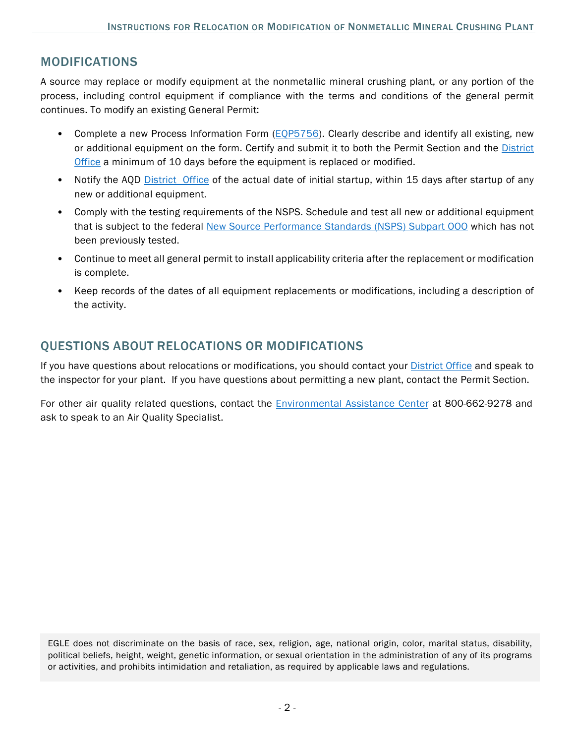## MODIFICATIONS

A source may replace or modify equipment at the nonmetallic mineral crushing plant, or any portion of the process, including control equipment if compliance with the terms and conditions of the general permit continues. To modify an existing General Permit:

- Complete a new Process Information Form (EQP5756). Clearly describe and identify all existing, new or additional equipment on the form. Certify and submit it to both the Permit Section and the District Office a minimum of 10 days before the equipment is replaced or modified.
- Notify the AQD District Office of the actual date of initial startup, within 15 days after startup of any new or additional equipment.
- Comply with the testing requirements of the NSPS. Schedule and test all new or additional equipment that is subject to the federal New Source Performance Standards (NSPS) Subpart OOO which has not been previously tested.
- Continue to meet all general permit to install applicability criteria after the replacement or modification is complete.
- Keep records of the dates of all equipment replacements or modifications, including a description of the activity.

## QUESTIONS ABOUT RELOCATIONS OR MODIFICATIONS

If you have questions about relocations or modifications, you should contact your District Office and speak to the inspector for your plant. If you have questions about permitting a new plant, contact the Permit Section.

For other air quality related questions, contact the Environmental Assistance Center at 800-662-9278 and ask to speak to an Air Quality Specialist.

EGLE does not discriminate on the basis of race, sex, religion, age, national origin, color, marital status, disability, political beliefs, height, weight, genetic information, or sexual orientation in the administration of any of its programs or activities, and prohibits intimidation and retaliation, as required by applicable laws and regulations.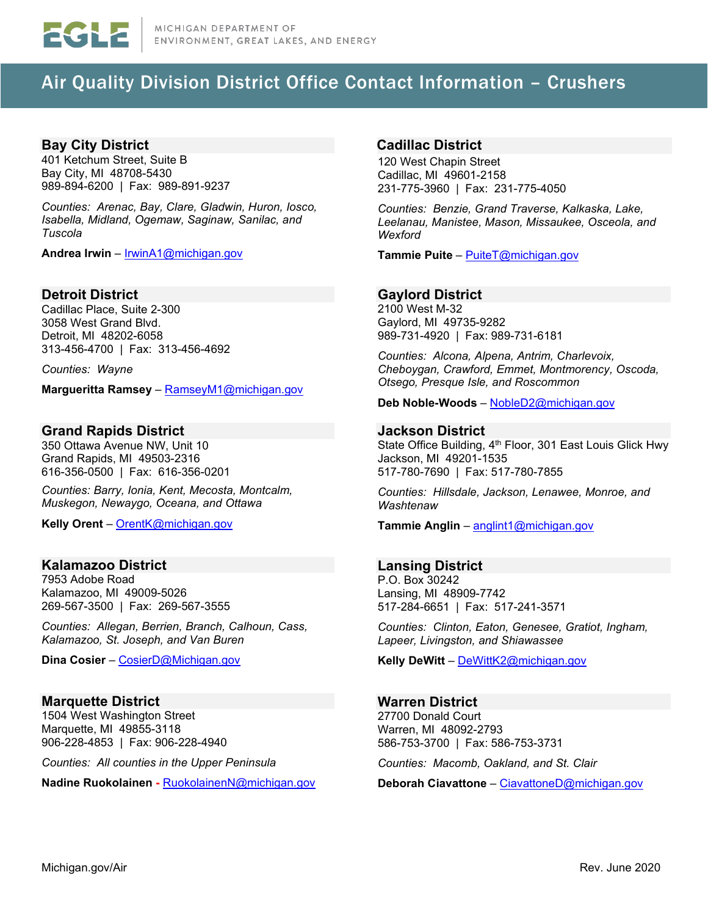EGLE | MICHIGAN DEPARTMENT OF ENVIRONMENT, GREAT LAKES, AND ENERGY

# Air Quality Division District Office Contact Information – Crushers

## Bay City District

401 Ketchum Street, Suite B
Bay City, MI 48708-5430
989-894-6200 | Fax: 989-891-9237

*Counties: Arenac, Bay, Clare, Gladwin, Huron, Iosco, Isabella, Midland, Ogemaw, Saginaw, Sanilac, and Tuscola*

**Andrea Irwin** – IrwinA1@michigan.gov

## Detroit District

Cadillac Place, Suite 2-300
3058 West Grand Blvd.
Detroit, MI 48202-6058
313-456-4700 | Fax: 313-456-4692

*Counties: Wayne*

**Marguerittа Ramsey** – RamseyM1@michigan.gov

## Grand Rapids District

350 Ottawa Avenue NW, Unit 10
Grand Rapids, MI 49503-2316
616-356-0500 | Fax: 616-356-0201

*Counties: Barry, Ionia, Kent, Mecosta, Montcalm, Muskegon, Newaygo, Oceana, and Ottawa*

**Kelly Orent** – OrentK@michigan.gov

## Kalamazoo District

7953 Adobe Road
Kalamazoo, MI 49009-5026
269-567-3500 | Fax: 269-567-3555

*Counties: Allegan, Berrien, Branch, Calhoun, Cass, Kalamazoo, St. Joseph, and Van Buren*

**Dina Cosier** – CosierD@Michigan.gov

## Marquette District

1504 West Washington Street
Marquette, MI 49855-3118
906-228-4853 | Fax: 906-228-4940

*Counties: All counties in the Upper Peninsula*

**Nadine Ruokolainen** - RuokolainenN@michigan.gov

## Cadillac District

120 West Chapin Street
Cadillac, MI 49601-2158
231-775-3960 | Fax: 231-775-4050

*Counties: Benzie, Grand Traverse, Kalkaska, Lake, Leelanau, Manistee, Mason, Missaukee, Osceola, and Wexford*

**Tammie Puite** – PuiteT@michigan.gov

## Gaylord District

2100 West M-32
Gaylord, MI 49735-9282
989-731-4920 | Fax: 989-731-6181

*Counties: Alcona, Alpena, Antrim, Charlevoix, Cheboygan, Crawford, Emmet, Montmorency, Oscoda, Otsego, Presque Isle, and Roscommon*

**Deb Noble-Woods** – NobleD2@michigan.gov

## Jackson District

State Office Building, 4th Floor, 301 East Louis Glick Hwy
Jackson, MI 49201-1535
517-780-7690 | Fax: 517-780-7855

*Counties: Hillsdale, Jackson, Lenawee, Monroe, and Washtenaw*

**Tammie Anglin** – anglint1@michigan.gov

## Lansing District

P.O. Box 30242
Lansing, MI 48909-7742
517-284-6651 | Fax: 517-241-3571

*Counties: Clinton, Eaton, Genesee, Gratiot, Ingham, Lapeer, Livingston, and Shiawassee*

**Kelly DeWitt** – DeWittK2@michigan.gov

## Warren District

27700 Donald Court
Warren, MI 48092-2793
586-753-3700 | Fax: 586-753-3731

*Counties: Macomb, Oakland, and St. Clair*

**Deborah Ciavattone** – CiavattoneD@michigan.gov

Michigan.gov/Air

Rev. June 2020